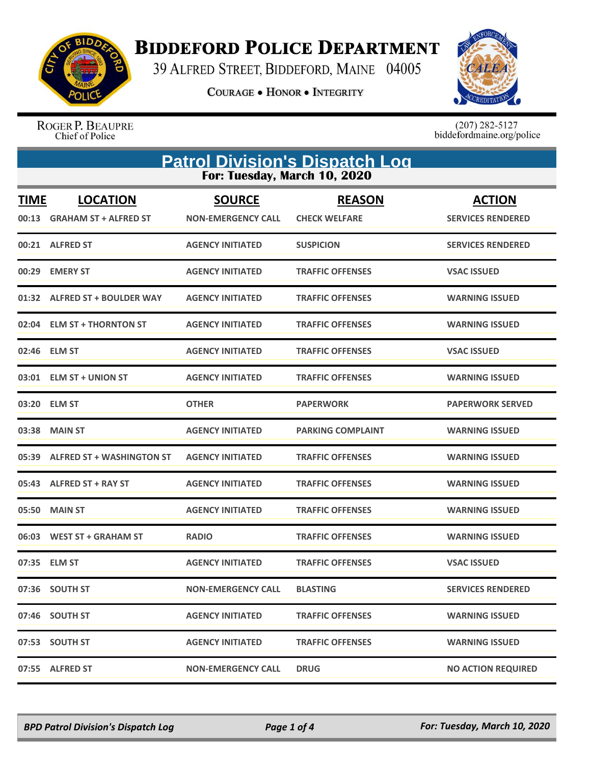# Biddeford Police Department

39 Alfred Street, Biddeford, Maine 04005

Courage • Honor • Integrity

Roger P. Beaupre
Chief of Police

(207) 282-5127
biddefordmaine.org/police

## Patrol Division's Dispatch Log

### For: Tuesday, March 10, 2020

| TIME | LOCATION | SOURCE | REASON | ACTION |
|---|---|---|---|---|
| 00:13 | GRAHAM ST + ALFRED ST | NON-EMERGENCY CALL | CHECK WELFARE | SERVICES RENDERED |
| 00:21 | ALFRED ST | AGENCY INITIATED | SUSPICION | SERVICES RENDERED |
| 00:29 | EMERY ST | AGENCY INITIATED | TRAFFIC OFFENSES | VSAC ISSUED |
| 01:32 | ALFRED ST + BOULDER WAY | AGENCY INITIATED | TRAFFIC OFFENSES | WARNING ISSUED |
| 02:04 | ELM ST + THORNTON ST | AGENCY INITIATED | TRAFFIC OFFENSES | WARNING ISSUED |
| 02:46 | ELM ST | AGENCY INITIATED | TRAFFIC OFFENSES | VSAC ISSUED |
| 03:01 | ELM ST + UNION ST | AGENCY INITIATED | TRAFFIC OFFENSES | WARNING ISSUED |
| 03:20 | ELM ST | OTHER | PAPERWORK | PAPERWORK SERVED |
| 03:38 | MAIN ST | AGENCY INITIATED | PARKING COMPLAINT | WARNING ISSUED |
| 05:39 | ALFRED ST + WASHINGTON ST | AGENCY INITIATED | TRAFFIC OFFENSES | WARNING ISSUED |
| 05:43 | ALFRED ST + RAY ST | AGENCY INITIATED | TRAFFIC OFFENSES | WARNING ISSUED |
| 05:50 | MAIN ST | AGENCY INITIATED | TRAFFIC OFFENSES | WARNING ISSUED |
| 06:03 | WEST ST + GRAHAM ST | RADIO | TRAFFIC OFFENSES | WARNING ISSUED |
| 07:35 | ELM ST | AGENCY INITIATED | TRAFFIC OFFENSES | VSAC ISSUED |
| 07:36 | SOUTH ST | NON-EMERGENCY CALL | BLASTING | SERVICES RENDERED |
| 07:46 | SOUTH ST | AGENCY INITIATED | TRAFFIC OFFENSES | WARNING ISSUED |
| 07:53 | SOUTH ST | AGENCY INITIATED | TRAFFIC OFFENSES | WARNING ISSUED |
| 07:55 | ALFRED ST | NON-EMERGENCY CALL | DRUG | NO ACTION REQUIRED |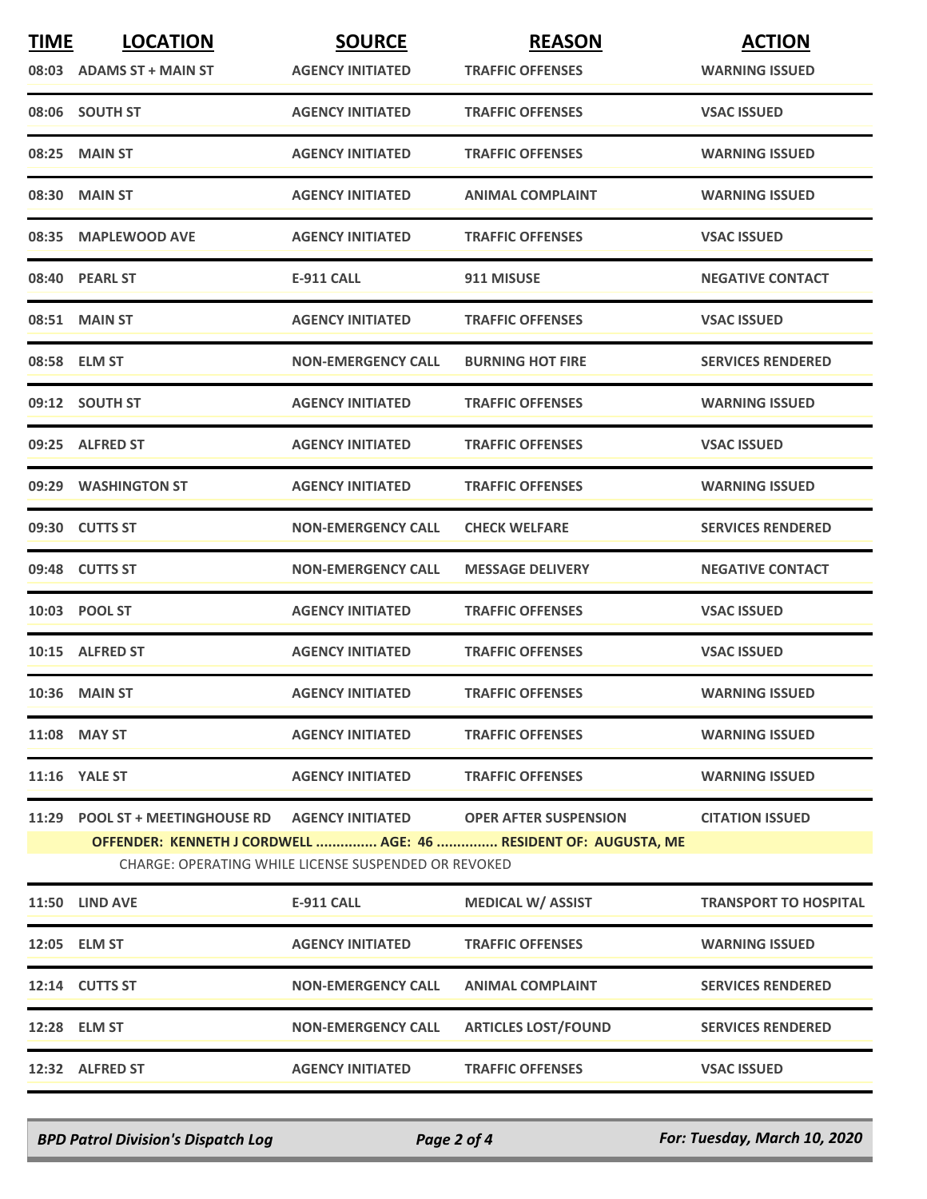| TIME | LOCATION | SOURCE | REASON | ACTION |
|---|---|---|---|---|
| 08:03 | ADAMS ST + MAIN ST | AGENCY INITIATED | TRAFFIC OFFENSES | WARNING ISSUED |
| 08:06 | SOUTH ST | AGENCY INITIATED | TRAFFIC OFFENSES | VSAC ISSUED |
| 08:25 | MAIN ST | AGENCY INITIATED | TRAFFIC OFFENSES | WARNING ISSUED |
| 08:30 | MAIN ST | AGENCY INITIATED | ANIMAL COMPLAINT | WARNING ISSUED |
| 08:35 | MAPLEWOOD AVE | AGENCY INITIATED | TRAFFIC OFFENSES | VSAC ISSUED |
| 08:40 | PEARL ST | E-911 CALL | 911 MISUSE | NEGATIVE CONTACT |
| 08:51 | MAIN ST | AGENCY INITIATED | TRAFFIC OFFENSES | VSAC ISSUED |
| 08:58 | ELM ST | NON-EMERGENCY CALL | BURNING HOT FIRE | SERVICES RENDERED |
| 09:12 | SOUTH ST | AGENCY INITIATED | TRAFFIC OFFENSES | WARNING ISSUED |
| 09:25 | ALFRED ST | AGENCY INITIATED | TRAFFIC OFFENSES | VSAC ISSUED |
| 09:29 | WASHINGTON ST | AGENCY INITIATED | TRAFFIC OFFENSES | WARNING ISSUED |
| 09:30 | CUTTS ST | NON-EMERGENCY CALL | CHECK WELFARE | SERVICES RENDERED |
| 09:48 | CUTTS ST | NON-EMERGENCY CALL | MESSAGE DELIVERY | NEGATIVE CONTACT |
| 10:03 | POOL ST | AGENCY INITIATED | TRAFFIC OFFENSES | VSAC ISSUED |
| 10:15 | ALFRED ST | AGENCY INITIATED | TRAFFIC OFFENSES | VSAC ISSUED |
| 10:36 | MAIN ST | AGENCY INITIATED | TRAFFIC OFFENSES | WARNING ISSUED |
| 11:08 | MAY ST | AGENCY INITIATED | TRAFFIC OFFENSES | WARNING ISSUED |
| 11:16 | YALE ST | AGENCY INITIATED | TRAFFIC OFFENSES | WARNING ISSUED |
| 11:29 | POOL ST + MEETINGHOUSE RD | AGENCY INITIATED | OPER AFTER SUSPENSION | CITATION ISSUED |
| | **OFFENDER: KENNETH J CORDWELL ............... AGE: 46 ............... RESIDENT OF: AUGUSTA, ME** | | | |
| | CHARGE: OPERATING WHILE LICENSE SUSPENDED OR REVOKED | | | |
| 11:50 | LIND AVE | E-911 CALL | MEDICAL W/ ASSIST | TRANSPORT TO HOSPITAL |
| 12:05 | ELM ST | AGENCY INITIATED | TRAFFIC OFFENSES | WARNING ISSUED |
| 12:14 | CUTTS ST | NON-EMERGENCY CALL | ANIMAL COMPLAINT | SERVICES RENDERED |
| 12:28 | ELM ST | NON-EMERGENCY CALL | ARTICLES LOST/FOUND | SERVICES RENDERED |
| 12:32 | ALFRED ST | AGENCY INITIATED | TRAFFIC OFFENSES | VSAC ISSUED |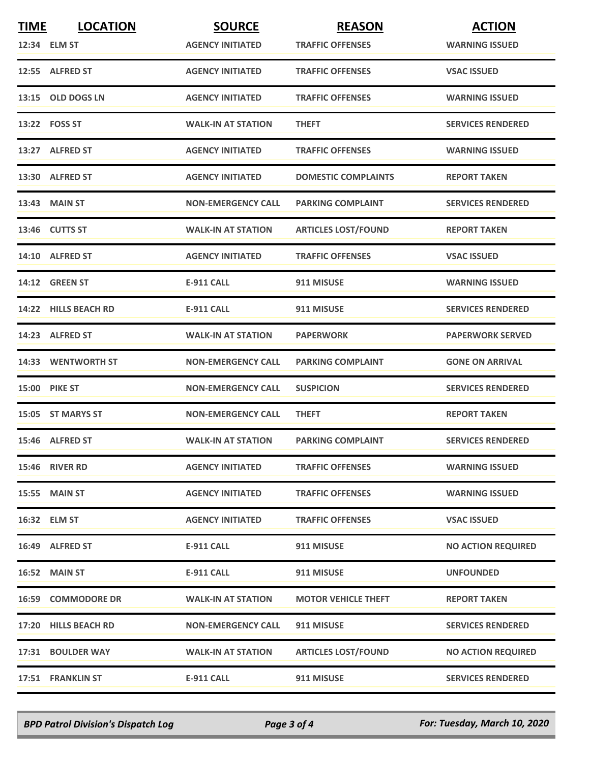| TIME | LOCATION | SOURCE | REASON | ACTION |
|---|---|---|---|---|
| 12:34 | ELM ST | AGENCY INITIATED | TRAFFIC OFFENSES | WARNING ISSUED |
| 12:55 | ALFRED ST | AGENCY INITIATED | TRAFFIC OFFENSES | VSAC ISSUED |
| 13:15 | OLD DOGS LN | AGENCY INITIATED | TRAFFIC OFFENSES | WARNING ISSUED |
| 13:22 | FOSS ST | WALK-IN AT STATION | THEFT | SERVICES RENDERED |
| 13:27 | ALFRED ST | AGENCY INITIATED | TRAFFIC OFFENSES | WARNING ISSUED |
| 13:30 | ALFRED ST | AGENCY INITIATED | DOMESTIC COMPLAINTS | REPORT TAKEN |
| 13:43 | MAIN ST | NON-EMERGENCY CALL | PARKING COMPLAINT | SERVICES RENDERED |
| 13:46 | CUTTS ST | WALK-IN AT STATION | ARTICLES LOST/FOUND | REPORT TAKEN |
| 14:10 | ALFRED ST | AGENCY INITIATED | TRAFFIC OFFENSES | VSAC ISSUED |
| 14:12 | GREEN ST | E-911 CALL | 911 MISUSE | WARNING ISSUED |
| 14:22 | HILLS BEACH RD | E-911 CALL | 911 MISUSE | SERVICES RENDERED |
| 14:23 | ALFRED ST | WALK-IN AT STATION | PAPERWORK | PAPERWORK SERVED |
| 14:33 | WENTWORTH ST | NON-EMERGENCY CALL | PARKING COMPLAINT | GONE ON ARRIVAL |
| 15:00 | PIKE ST | NON-EMERGENCY CALL | SUSPICION | SERVICES RENDERED |
| 15:05 | ST MARYS ST | NON-EMERGENCY CALL | THEFT | REPORT TAKEN |
| 15:46 | ALFRED ST | WALK-IN AT STATION | PARKING COMPLAINT | SERVICES RENDERED |
| 15:46 | RIVER RD | AGENCY INITIATED | TRAFFIC OFFENSES | WARNING ISSUED |
| 15:55 | MAIN ST | AGENCY INITIATED | TRAFFIC OFFENSES | WARNING ISSUED |
| 16:32 | ELM ST | AGENCY INITIATED | TRAFFIC OFFENSES | VSAC ISSUED |
| 16:49 | ALFRED ST | E-911 CALL | 911 MISUSE | NO ACTION REQUIRED |
| 16:52 | MAIN ST | E-911 CALL | 911 MISUSE | UNFOUNDED |
| 16:59 | COMMODORE DR | WALK-IN AT STATION | MOTOR VEHICLE THEFT | REPORT TAKEN |
| 17:20 | HILLS BEACH RD | NON-EMERGENCY CALL | 911 MISUSE | SERVICES RENDERED |
| 17:31 | BOULDER WAY | WALK-IN AT STATION | ARTICLES LOST/FOUND | NO ACTION REQUIRED |
| 17:51 | FRANKLIN ST | E-911 CALL | 911 MISUSE | SERVICES RENDERED |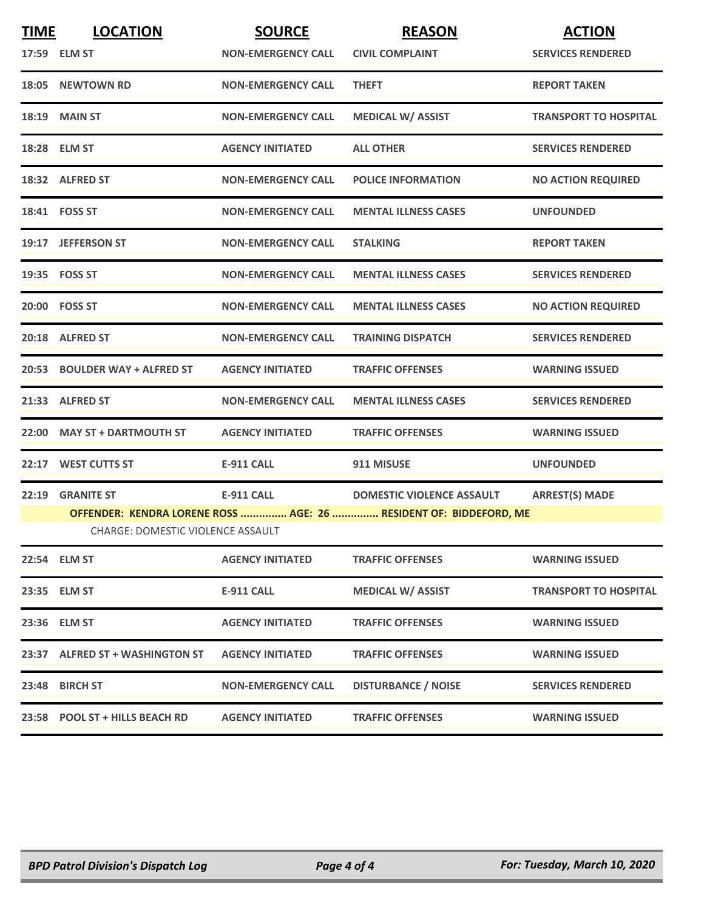| TIME | LOCATION | SOURCE | REASON | ACTION |
|---|---|---|---|---|
| 17:59 | ELM ST | NON-EMERGENCY CALL | CIVIL COMPLAINT | SERVICES RENDERED |
| 18:05 | NEWTOWN RD | NON-EMERGENCY CALL | THEFT | REPORT TAKEN |
| 18:19 | MAIN ST | NON-EMERGENCY CALL | MEDICAL W/ ASSIST | TRANSPORT TO HOSPITAL |
| 18:28 | ELM ST | AGENCY INITIATED | ALL OTHER | SERVICES RENDERED |
| 18:32 | ALFRED ST | NON-EMERGENCY CALL | POLICE INFORMATION | NO ACTION REQUIRED |
| 18:41 | FOSS ST | NON-EMERGENCY CALL | MENTAL ILLNESS CASES | UNFOUNDED |
| 19:17 | JEFFERSON ST | NON-EMERGENCY CALL | STALKING | REPORT TAKEN |
| 19:35 | FOSS ST | NON-EMERGENCY CALL | MENTAL ILLNESS CASES | SERVICES RENDERED |
| 20:00 | FOSS ST | NON-EMERGENCY CALL | MENTAL ILLNESS CASES | NO ACTION REQUIRED |
| 20:18 | ALFRED ST | NON-EMERGENCY CALL | TRAINING DISPATCH | SERVICES RENDERED |
| 20:53 | BOULDER WAY + ALFRED ST | AGENCY INITIATED | TRAFFIC OFFENSES | WARNING ISSUED |
| 21:33 | ALFRED ST | NON-EMERGENCY CALL | MENTAL ILLNESS CASES | SERVICES RENDERED |
| 22:00 | MAY ST + DARTMOUTH ST | AGENCY INITIATED | TRAFFIC OFFENSES | WARNING ISSUED |
| 22:17 | WEST CUTTS ST | E-911 CALL | 911 MISUSE | UNFOUNDED |
| 22:19 | GRANITE ST | E-911 CALL | DOMESTIC VIOLENCE ASSAULT | ARREST(S) MADE |
| | OFFENDER: KENDRA LORENE ROSS ............... AGE: 26 ............... RESIDENT OF: BIDDEFORD, ME | | | |
| | CHARGE: DOMESTIC VIOLENCE ASSAULT | | | |
| 22:54 | ELM ST | AGENCY INITIATED | TRAFFIC OFFENSES | WARNING ISSUED |
| 23:35 | ELM ST | E-911 CALL | MEDICAL W/ ASSIST | TRANSPORT TO HOSPITAL |
| 23:36 | ELM ST | AGENCY INITIATED | TRAFFIC OFFENSES | WARNING ISSUED |
| 23:37 | ALFRED ST + WASHINGTON ST | AGENCY INITIATED | TRAFFIC OFFENSES | WARNING ISSUED |
| 23:48 | BIRCH ST | NON-EMERGENCY CALL | DISTURBANCE / NOISE | SERVICES RENDERED |
| 23:58 | POOL ST + HILLS BEACH RD | AGENCY INITIATED | TRAFFIC OFFENSES | WARNING ISSUED |